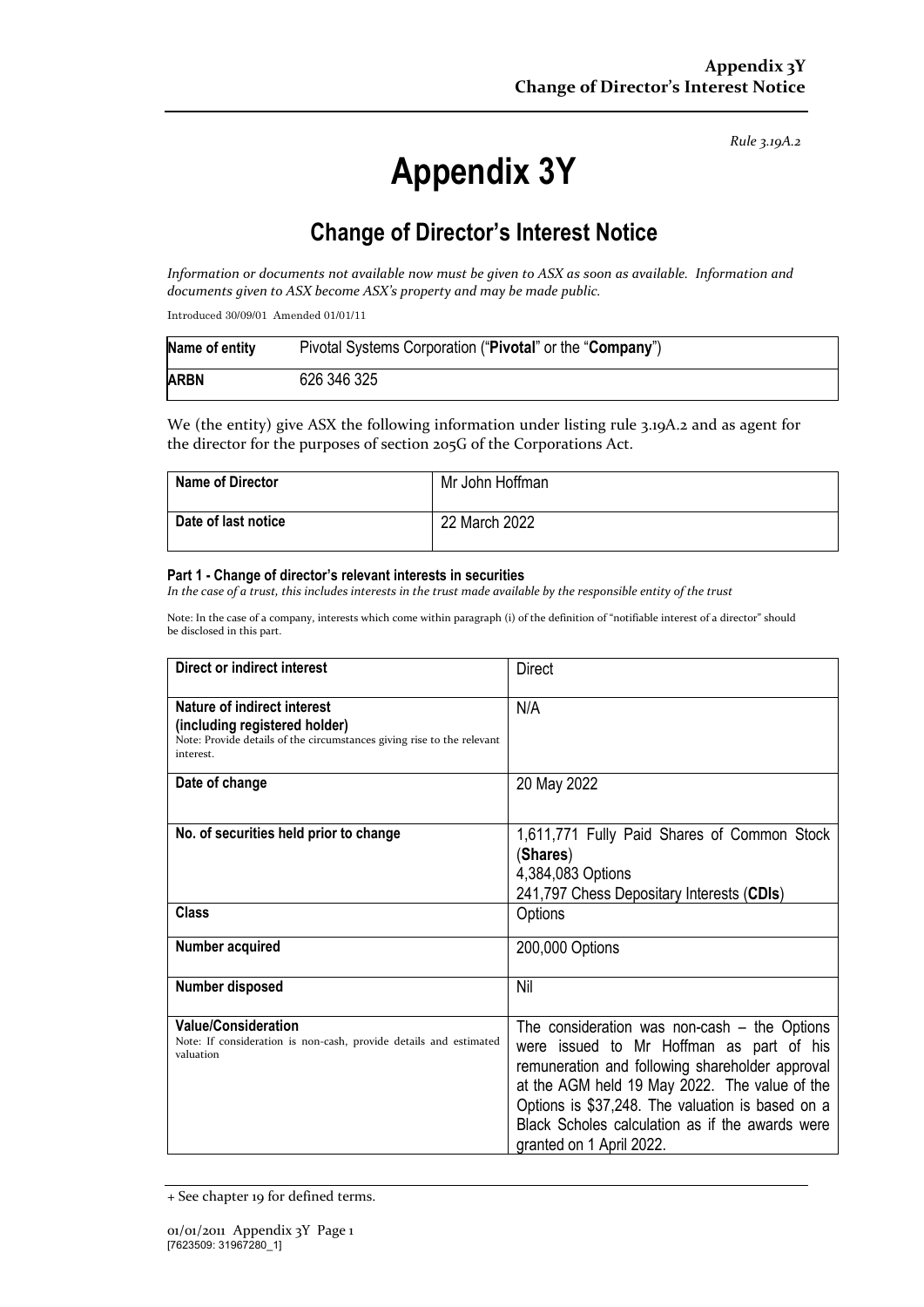*Rule 3.19A.2*

# Appendix 3Y

## Change of Director's Interest Notice

*Information or documents not available now must be given to ASX as soon as available. Information and documents given to ASX become ASX's property and may be made public.*

Introduced 30/09/01 Amended 01/01/11

| **Name of entity** | Pivotal Systems Corporation ("**Pivotal**" or the "**Company**") |
|---|---|
| **ARBN** | 626 346 325 |

We (the entity) give ASX the following information under listing rule 3.19A.2 and as agent for the director for the purposes of section 205G of the Corporations Act.

| **Name of Director** | Mr John Hoffman |
|---|---|
| **Date of last notice** | 22 March 2022 |

#### Part 1 - Change of director's relevant interests in securities

*In the case of a trust, this includes interests in the trust made available by the responsible entity of the trust*

Note: In the case of a company, interests which come within paragraph (i) of the definition of "notifiable interest of a director" should be disclosed in this part.

| **Direct or indirect interest** | Direct |
|---|---|
| **Nature of indirect interest (including registered holder)** Note: Provide details of the circumstances giving rise to the relevant interest. | N/A |
| **Date of change** | 20 May 2022 |
| **No. of securities held prior to change** | 1,611,771 Fully Paid Shares of Common Stock (**Shares**)<br>4,384,083 Options<br>241,797 Chess Depositary Interests (**CDIs**) |
| **Class** | Options |
| **Number acquired** | 200,000 Options |
| **Number disposed** | Nil |
| **Value/Consideration** Note: If consideration is non-cash, provide details and estimated valuation | The consideration was non-cash – the Options were issued to Mr Hoffman as part of his remuneration and following shareholder approval at the AGM held 19 May 2022. The value of the Options is $37,248. The valuation is based on a Black Scholes calculation as if the awards were granted on 1 April 2022. |

+ See chapter 19 for defined terms.

[7623509: 31967280_1]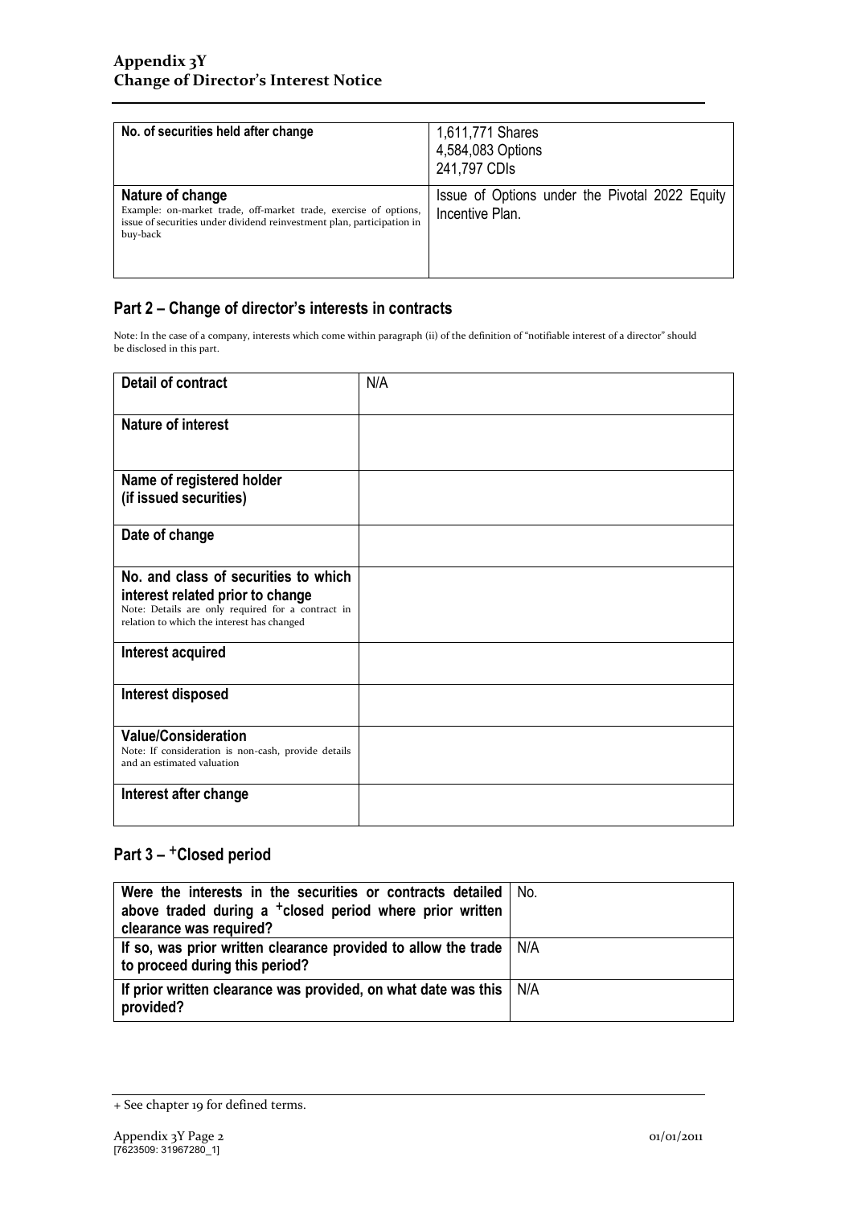| | |
|---|---|
| **No. of securities held after change** | 1,611,771 Shares<br>4,584,083 Options<br>241,797 CDIs |
| **Nature of change**<br>Example: on-market trade, off-market trade, exercise of options, issue of securities under dividend reinvestment plan, participation in buy-back | Issue of Options under the Pivotal 2022 Equity Incentive Plan. |

## Part 2 – Change of director's interests in contracts

Note: In the case of a company, interests which come within paragraph (ii) of the definition of "notifiable interest of a director" should be disclosed in this part.

| | |
|---|---|
| **Detail of contract** | N/A |
| **Nature of interest** | |
| **Name of registered holder (if issued securities)** | |
| **Date of change** | |
| **No. and class of securities to which interest related prior to change**<br>Note: Details are only required for a contract in relation to which the interest has changed | |
| **Interest acquired** | |
| **Interest disposed** | |
| **Value/Consideration**<br>Note: If consideration is non-cash, provide details and an estimated valuation | |
| **Interest after change** | |

## Part 3 – +Closed period

| | |
|---|---|
| **Were the interests in the securities or contracts detailed above traded during a +closed period where prior written clearance was required?** | No. |
| **If so, was prior written clearance provided to allow the trade to proceed during this period?** | N/A |
| **If prior written clearance was provided, on what date was this provided?** | N/A |

+ See chapter 19 for defined terms.